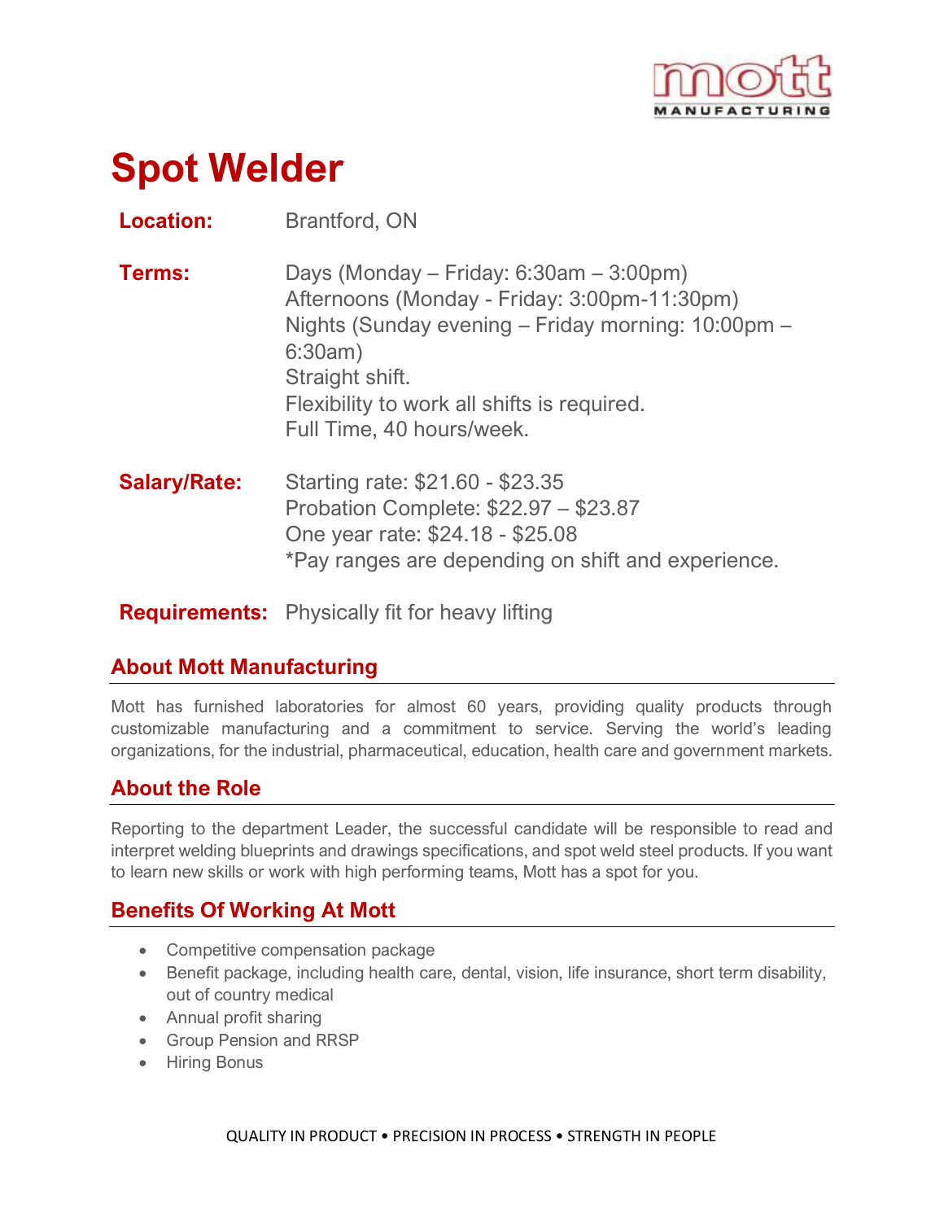# Spot Welder

**Location:** Brantford, ON

**Terms:** Days (Monday – Friday: 6:30am – 3:00pm)
Afternoons (Monday - Friday: 3:00pm-11:30pm)
Nights (Sunday evening – Friday morning: 10:00pm – 6:30am)
Straight shift.
Flexibility to work all shifts is required.
Full Time, 40 hours/week.

**Salary/Rate:** Starting rate: $21.60 - $23.35
Probation Complete: $22.97 – $23.87
One year rate: $24.18 - $25.08
*Pay ranges are depending on shift and experience.

**Requirements:** Physically fit for heavy lifting

## About Mott Manufacturing

Mott has furnished laboratories for almost 60 years, providing quality products through customizable manufacturing and a commitment to service. Serving the world's leading organizations, for the industrial, pharmaceutical, education, health care and government markets.

## About the Role

Reporting to the department Leader, the successful candidate will be responsible to read and interpret welding blueprints and drawings specifications, and spot weld steel products. If you want to learn new skills or work with high performing teams, Mott has a spot for you.

## Benefits Of Working At Mott

- Competitive compensation package
- Benefit package, including health care, dental, vision, life insurance, short term disability, out of country medical
- Annual profit sharing
- Group Pension and RRSP
- Hiring Bonus

QUALITY IN PRODUCT • PRECISION IN PROCESS • STRENGTH IN PEOPLE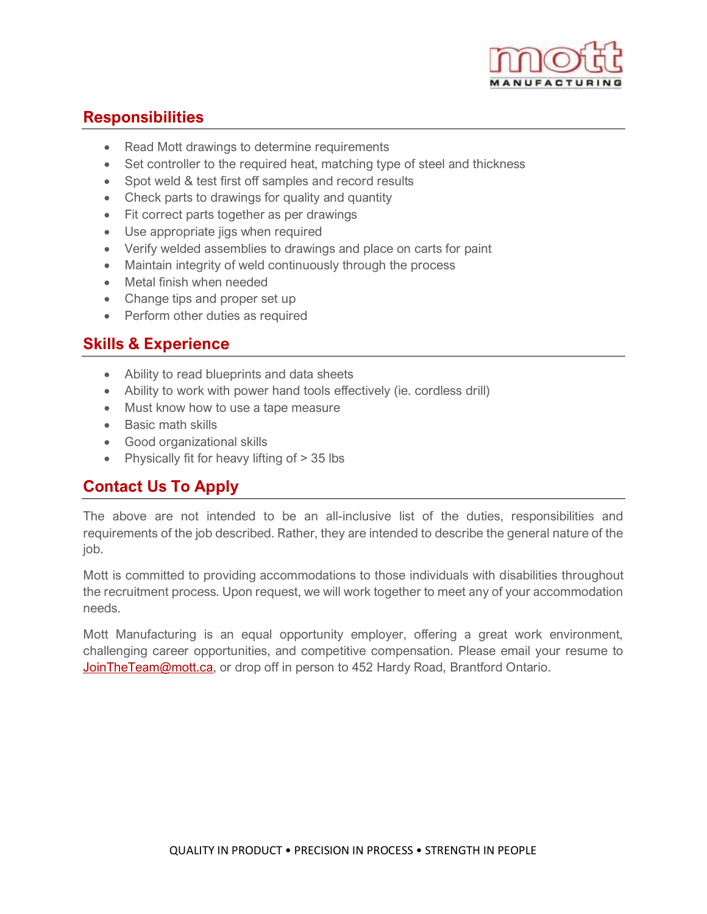## Responsibilities

- Read Mott drawings to determine requirements
- Set controller to the required heat, matching type of steel and thickness
- Spot weld & test first off samples and record results
- Check parts to drawings for quality and quantity
- Fit correct parts together as per drawings
- Use appropriate jigs when required
- Verify welded assemblies to drawings and place on carts for paint
- Maintain integrity of weld continuously through the process
- Metal finish when needed
- Change tips and proper set up
- Perform other duties as required

## Skills & Experience

- Ability to read blueprints and data sheets
- Ability to work with power hand tools effectively (ie. cordless drill)
- Must know how to use a tape measure
- Basic math skills
- Good organizational skills
- Physically fit for heavy lifting of > 35 lbs

## Contact Us To Apply

The above are not intended to be an all-inclusive list of the duties, responsibilities and requirements of the job described. Rather, they are intended to describe the general nature of the job.

Mott is committed to providing accommodations to those individuals with disabilities throughout the recruitment process. Upon request, we will work together to meet any of your accommodation needs.

Mott Manufacturing is an equal opportunity employer, offering a great work environment, challenging career opportunities, and competitive compensation. Please email your resume to JoinTheTeam@mott.ca, or drop off in person to 452 Hardy Road, Brantford Ontario.